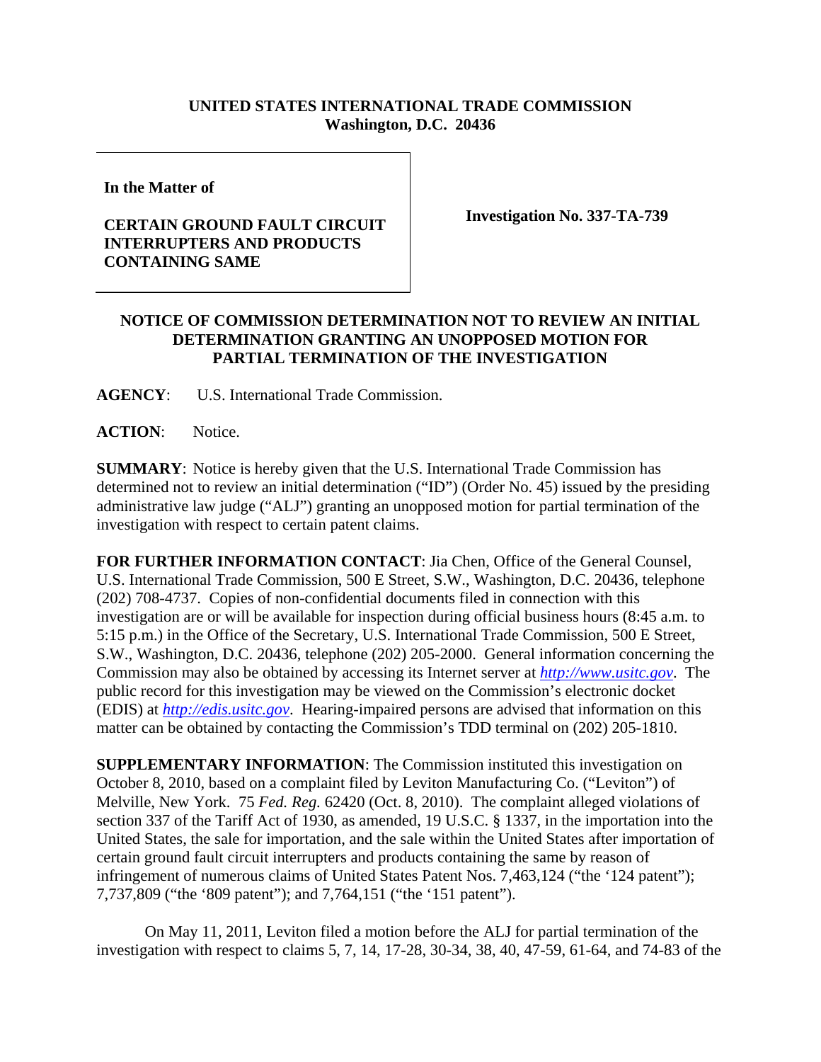**UNITED STATES INTERNATIONAL TRADE COMMISSION**
**Washington, D.C. 20436**

| In the Matter of<br><br>**CERTAIN GROUND FAULT CIRCUIT INTERRUPTERS AND PRODUCTS CONTAINING SAME** | **Investigation No. 337-TA-739** |
|---|---|

## NOTICE OF COMMISSION DETERMINATION NOT TO REVIEW AN INITIAL DETERMINATION GRANTING AN UNOPPOSED MOTION FOR PARTIAL TERMINATION OF THE INVESTIGATION

**AGENCY**: U.S. International Trade Commission.

**ACTION**: Notice.

**SUMMARY**: Notice is hereby given that the U.S. International Trade Commission has determined not to review an initial determination ("ID") (Order No. 45) issued by the presiding administrative law judge ("ALJ") granting an unopposed motion for partial termination of the investigation with respect to certain patent claims.

**FOR FURTHER INFORMATION CONTACT**: Jia Chen, Office of the General Counsel, U.S. International Trade Commission, 500 E Street, S.W., Washington, D.C. 20436, telephone (202) 708-4737. Copies of non-confidential documents filed in connection with this investigation are or will be available for inspection during official business hours (8:45 a.m. to 5:15 p.m.) in the Office of the Secretary, U.S. International Trade Commission, 500 E Street, S.W., Washington, D.C. 20436, telephone (202) 205-2000. General information concerning the Commission may also be obtained by accessing its Internet server at *http://www.usitc.gov*. The public record for this investigation may be viewed on the Commission's electronic docket (EDIS) at *http://edis.usitc.gov*. Hearing-impaired persons are advised that information on this matter can be obtained by contacting the Commission's TDD terminal on (202) 205-1810.

**SUPPLEMENTARY INFORMATION**: The Commission instituted this investigation on October 8, 2010, based on a complaint filed by Leviton Manufacturing Co. ("Leviton") of Melville, New York. 75 *Fed. Reg.* 62420 (Oct. 8, 2010). The complaint alleged violations of section 337 of the Tariff Act of 1930, as amended, 19 U.S.C. § 1337, in the importation into the United States, the sale for importation, and the sale within the United States after importation of certain ground fault circuit interrupters and products containing the same by reason of infringement of numerous claims of United States Patent Nos. 7,463,124 ("the '124 patent"); 7,737,809 ("the '809 patent"); and 7,764,151 ("the '151 patent").

On May 11, 2011, Leviton filed a motion before the ALJ for partial termination of the investigation with respect to claims 5, 7, 14, 17-28, 30-34, 38, 40, 47-59, 61-64, and 74-83 of the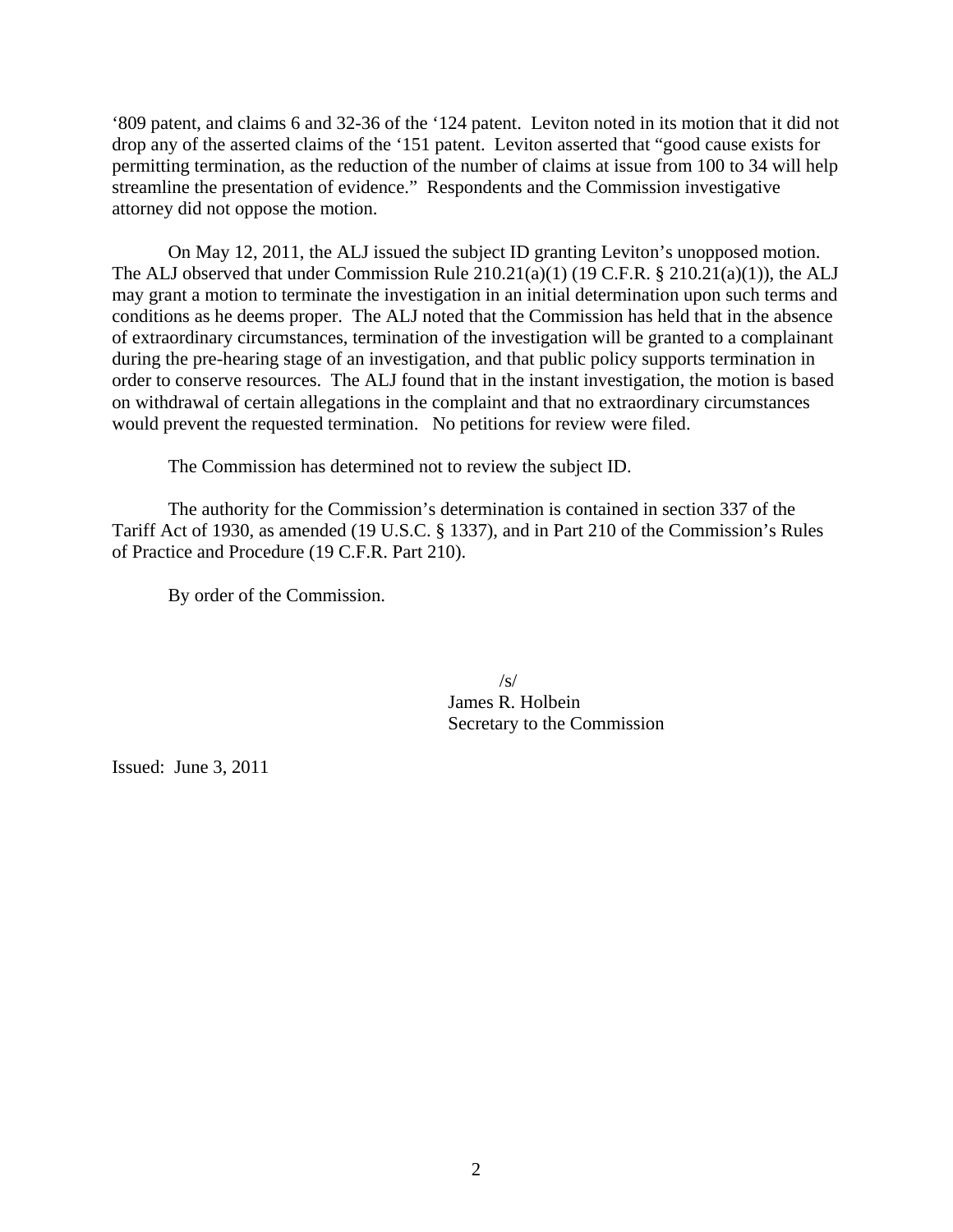'809 patent, and claims 6 and 32-36 of the '124 patent. Leviton noted in its motion that it did not drop any of the asserted claims of the '151 patent. Leviton asserted that "good cause exists for permitting termination, as the reduction of the number of claims at issue from 100 to 34 will help streamline the presentation of evidence." Respondents and the Commission investigative attorney did not oppose the motion.

On May 12, 2011, the ALJ issued the subject ID granting Leviton's unopposed motion. The ALJ observed that under Commission Rule 210.21(a)(1) (19 C.F.R. § 210.21(a)(1)), the ALJ may grant a motion to terminate the investigation in an initial determination upon such terms and conditions as he deems proper. The ALJ noted that the Commission has held that in the absence of extraordinary circumstances, termination of the investigation will be granted to a complainant during the pre-hearing stage of an investigation, and that public policy supports termination in order to conserve resources. The ALJ found that in the instant investigation, the motion is based on withdrawal of certain allegations in the complaint and that no extraordinary circumstances would prevent the requested termination. No petitions for review were filed.

The Commission has determined not to review the subject ID.

The authority for the Commission's determination is contained in section 337 of the Tariff Act of 1930, as amended (19 U.S.C. § 1337), and in Part 210 of the Commission's Rules of Practice and Procedure (19 C.F.R. Part 210).

By order of the Commission.

/s/
James R. Holbein
Secretary to the Commission

Issued: June 3, 2011